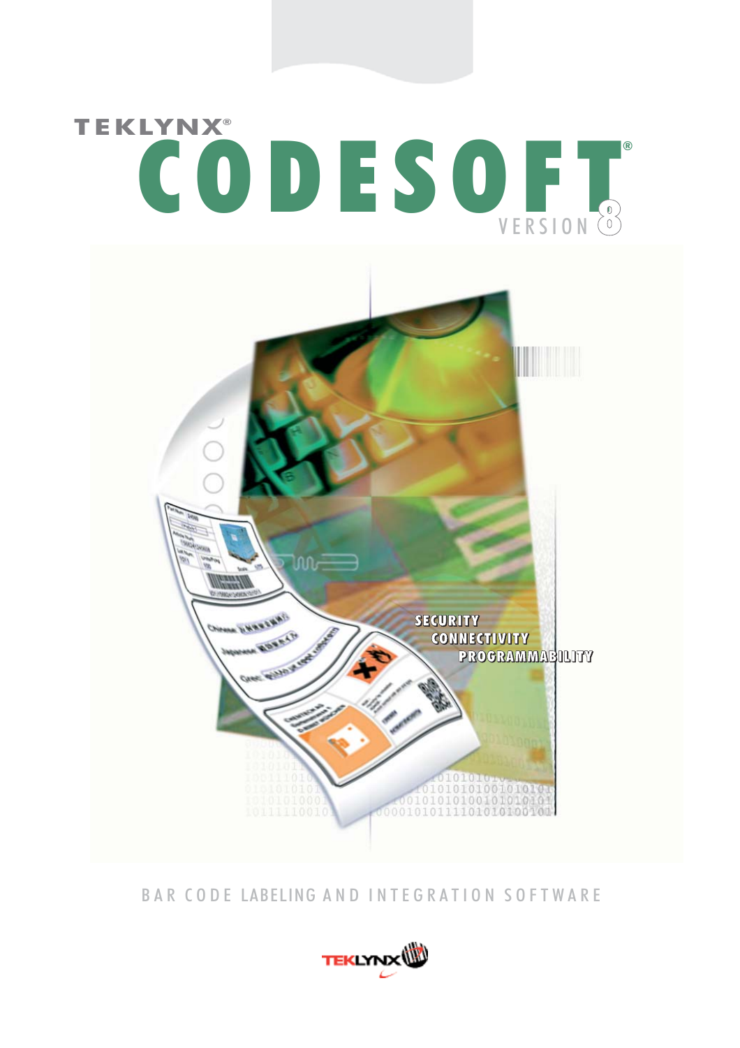TEKLYNX®

# CODESOFT®

VERSION 8

SECURITY
CONNECTIVITY
PROGRAMMABILITY

BAR CODE LABELING AND INTEGRATION SOFTWARE

TEKLYNX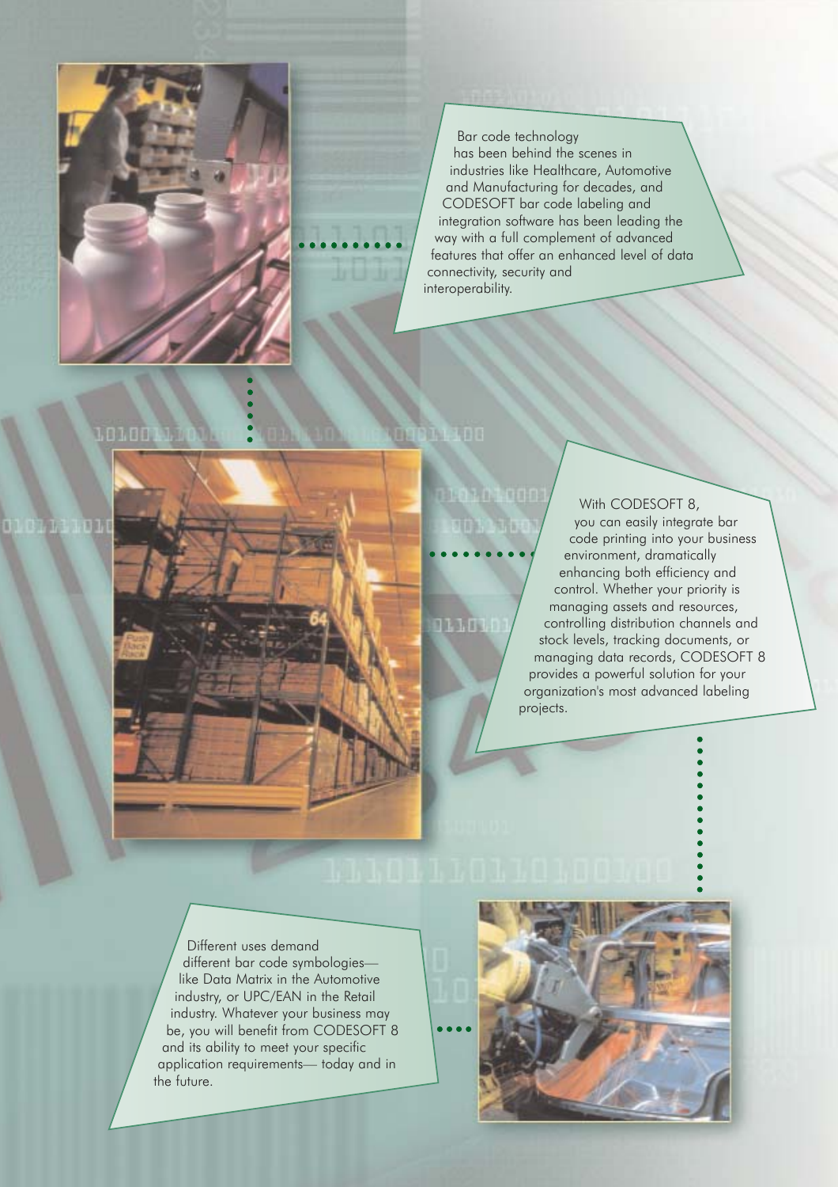Bar code technology has been behind the scenes in industries like Healthcare, Automotive and Manufacturing for decades, and CODESOFT bar code labeling and integration software has been leading the way with a full complement of advanced features that offer an enhanced level of data connectivity, security and interoperability.

With CODESOFT 8, you can easily integrate bar code printing into your business environment, dramatically enhancing both efficiency and control. Whether your priority is managing assets and resources, controlling distribution channels and stock levels, tracking documents, or managing data records, CODESOFT 8 provides a powerful solution for your organization's most advanced labeling projects.

Different uses demand different bar code symbologies— like Data Matrix in the Automotive industry, or UPC/EAN in the Retail industry. Whatever your business may be, you will benefit from CODESOFT 8 and its ability to meet your specific application requirements— today and in the future.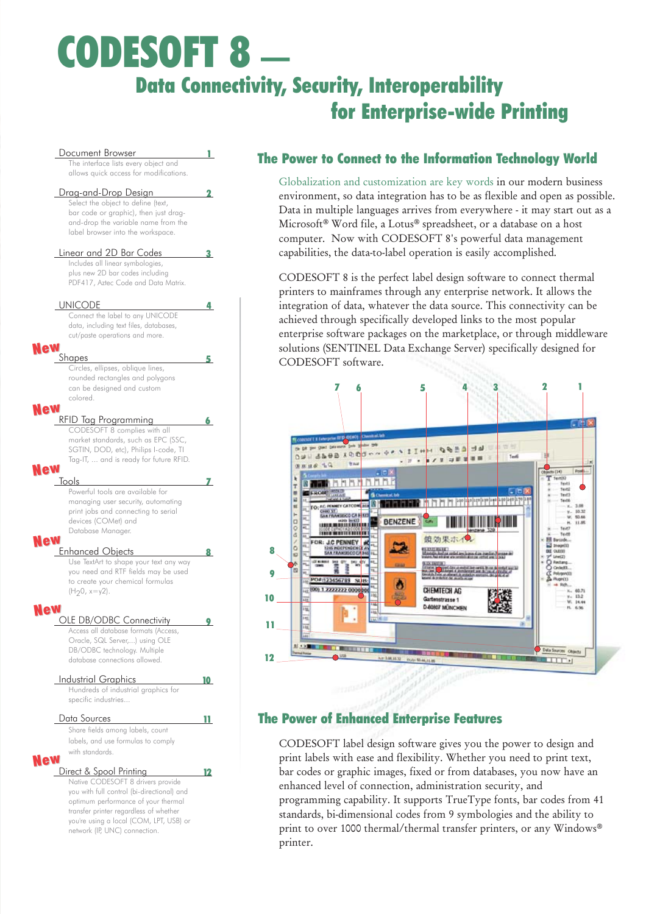# CODESOFT 8 —

## Data Connectivity, Security, Interoperability for Enterprise-wide Printing

**Document Browser** — 1
The interface lists every object and allows quick access for modifications.

**Drag-and-Drop Design** — 2
Select the object to define (text, bar code or graphic), then just drag-and-drop the variable name from the label browser into the workspace.

**Linear and 2D Bar Codes** — 3
Includes all linear symbologies, plus new 2D bar codes including PDF417, Aztec Code and Data Matrix.

**UNICODE** — 4
Connect the label to any UNICODE data, including text files, databases, cut/paste operations and more.

**New** **Shapes** — 5
Circles, ellipses, oblique lines, rounded rectangles and polygons can be designed and custom colored.

**New** **RFID Tag Programming** — 6
CODESOFT 8 complies with all market standards, such as EPC (SSC, SGTIN, DOD, etc), Philips I-code, TI Tag-IT, ... and is ready for future RFID.

**New** **Tools** — 7
Powerful tools are available for managing user security, automating print jobs and connecting to serial devices (COMset) and Database Manager.

**New** **Enhanced Objects** — 8
Use TextArt to shape your text any way you need and RTF fields may be used to create your chemical formulas ($H_2O$, $x=y2$).

**New** **OLE DB/ODBC Connectivity** — 9
Access all database formats (Access, Oracle, SQL Server,...) using OLE DB/ODBC technology. Multiple database connections allowed.

**Industrial Graphics** — 10
Hundreds of industrial graphics for specific industries...

**Data Sources** — 11
Share fields among labels, count labels, and use formulas to comply with standards.

**New** **Direct & Spool Printing** — 12
Native CODESOFT 8 drivers provide you with full control (bi-directional) and optimum performance of your thermal transfer printer regardless of whether you're using a local (COM, LPT, USB) or network (IP, UNC) connection.

### The Power to Connect to the Information Technology World

Globalization and customization are key words in our modern business environment, so data integration has to be as flexible and open as possible. Data in multiple languages arrives from everywhere - it may start out as a Microsoft® Word file, a Lotus® spreadsheet, or a database on a host computer. Now with CODESOFT 8's powerful data management capabilities, the data-to-label operation is easily accomplished.

CODESOFT 8 is the perfect label design software to connect thermal printers to mainframes through any enterprise network. It allows the integration of data, whatever the data source. This connectivity can be achieved through specifically developed links to the most popular enterprise software packages on the marketplace, or through middleware solutions (SENTINEL Data Exchange Server) specifically designed for CODESOFT software.

### The Power of Enhanced Enterprise Features

CODESOFT label design software gives you the power to design and print labels with ease and flexibility. Whether you need to print text, bar codes or graphic images, fixed or from databases, you now have an enhanced level of connection, administration security, and programming capability. It supports TrueType fonts, bar codes from 41 standards, bi-dimensional codes from 9 symbologies and the ability to print to over 1000 thermal/thermal transfer printers, or any Windows® printer.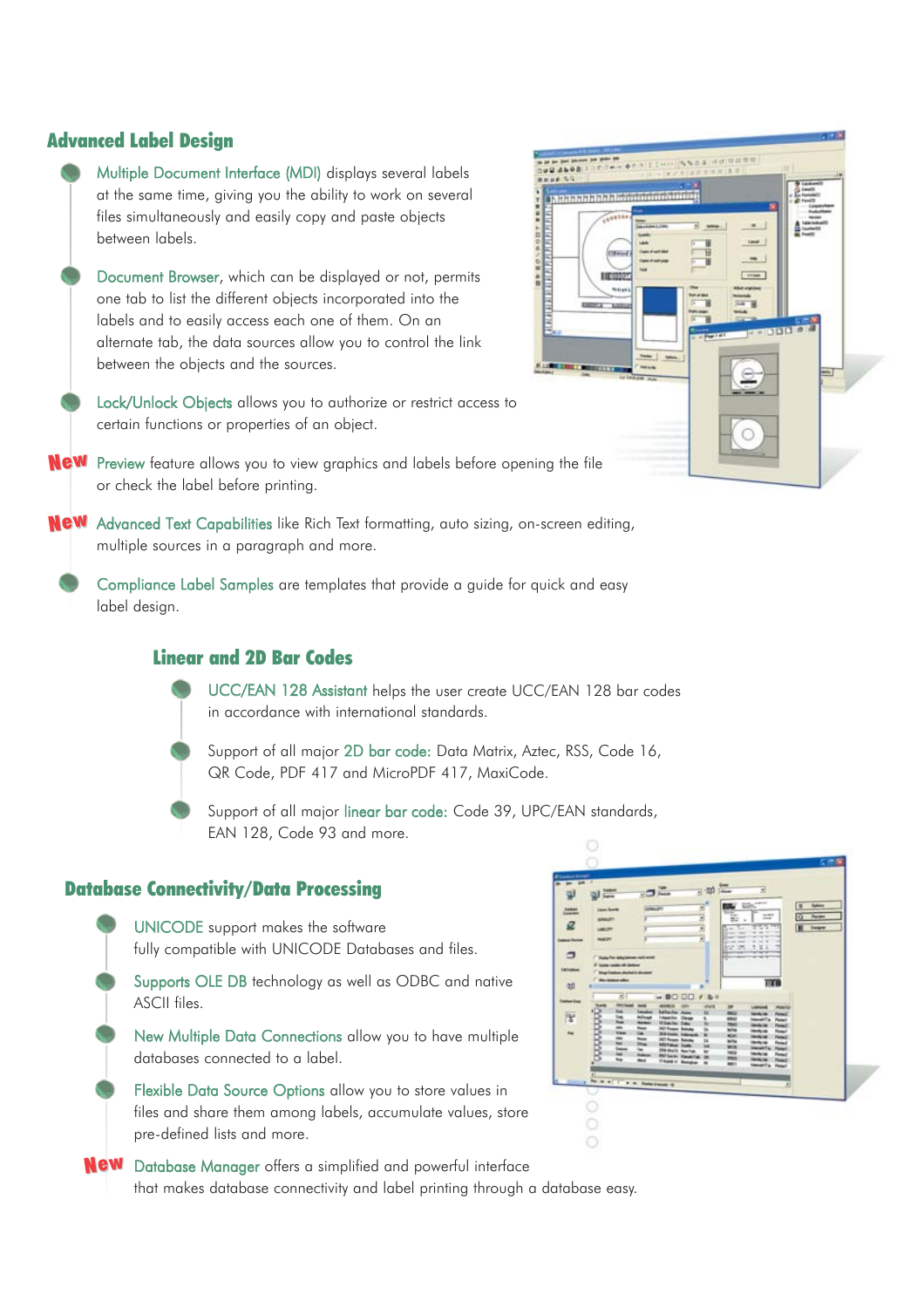## Advanced Label Design

- Multiple Document Interface (MDI) displays several labels at the same time, giving you the ability to work on several files simultaneously and easily copy and paste objects between labels.
- Document Browser, which can be displayed or not, permits one tab to list the different objects incorporated into the labels and to easily access each one of them. On an alternate tab, the data sources allow you to control the link between the objects and the sources.
- Lock/Unlock Objects allows you to authorize or restrict access to certain functions or properties of an object.
- **New** Preview feature allows you to view graphics and labels before opening the file or check the label before printing.
- **New** Advanced Text Capabilities like Rich Text formatting, auto sizing, on-screen editing, multiple sources in a paragraph and more.
- Compliance Label Samples are templates that provide a guide for quick and easy label design.

## Linear and 2D Bar Codes

- UCC/EAN 128 Assistant helps the user create UCC/EAN 128 bar codes in accordance with international standards.
- Support of all major 2D bar code: Data Matrix, Aztec, RSS, Code 16, QR Code, PDF 417 and MicroPDF 417, MaxiCode.
- Support of all major linear bar code: Code 39, UPC/EAN standards, EAN 128, Code 93 and more.

## Database Connectivity/Data Processing

- UNICODE support makes the software fully compatible with UNICODE Databases and files.
- Supports OLE DB technology as well as ODBC and native ASCII files.
- New Multiple Data Connections allow you to have multiple databases connected to a label.
- Flexible Data Source Options allow you to store values in files and share them among labels, accumulate values, store pre-defined lists and more.
- **New** Database Manager offers a simplified and powerful interface that makes database connectivity and label printing through a database easy.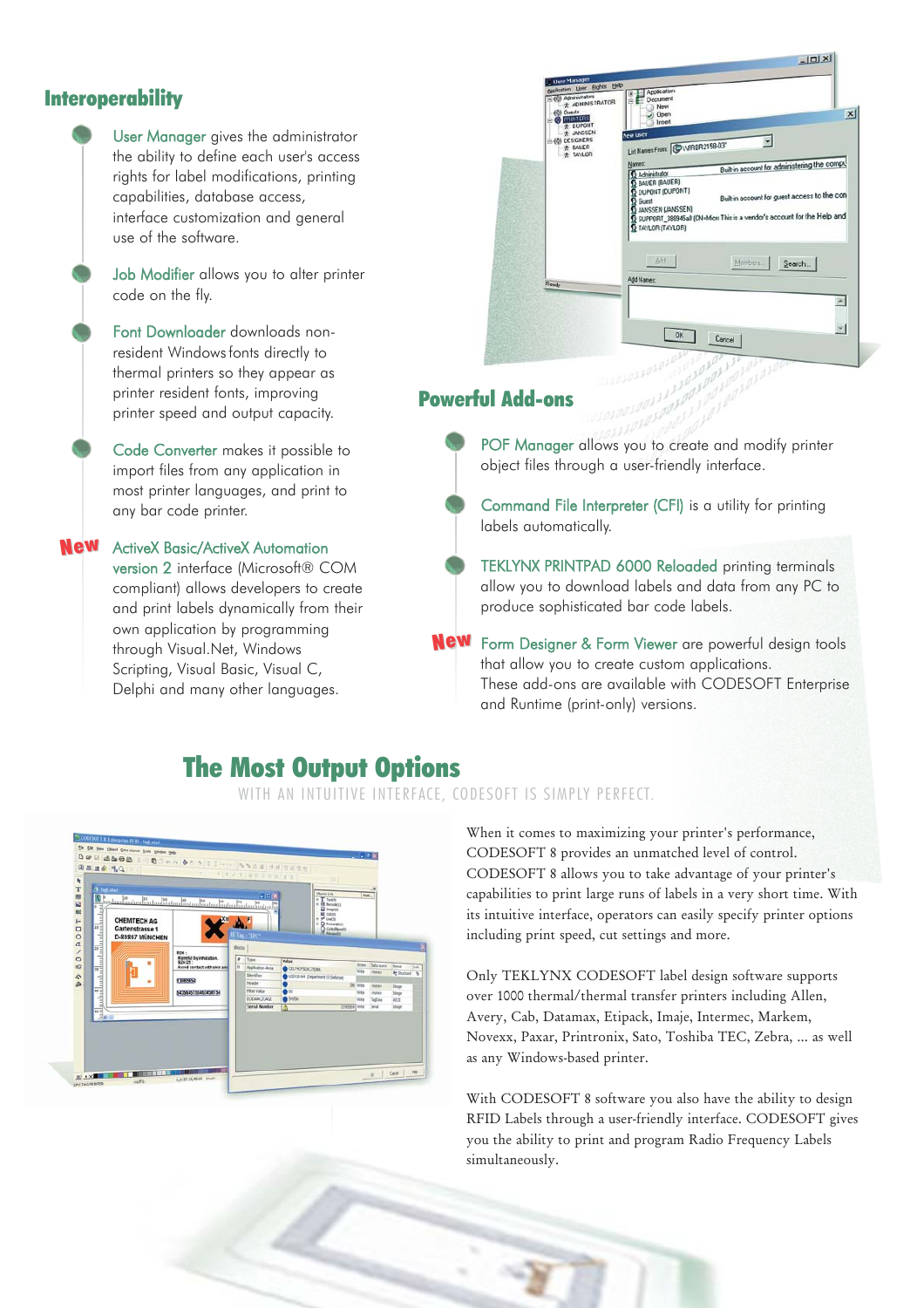## Interoperability

- **User Manager** gives the administrator the ability to define each user's access rights for label modifications, printing capabilities, database access, interface customization and general use of the software.
- **Job Modifier** allows you to alter printer code on the fly.
- **Font Downloader** downloads non-resident Windows fonts directly to thermal printers so they appear as printer resident fonts, improving printer speed and output capacity.
- **Code Converter** makes it possible to import files from any application in most printer languages, and print to any bar code printer.
- **New** **ActiveX Basic/ActiveX Automation version 2** interface (Microsoft® COM compliant) allows developers to create and print labels dynamically from their own application by programming through Visual.Net, Windows Scripting, Visual Basic, Visual C, Delphi and many other languages.

## Powerful Add-ons

- **POF Manager** allows you to create and modify printer object files through a user-friendly interface.
- **Command File Interpreter (CFI)** is a utility for printing labels automatically.
- **TEKLYNX PRINTPAD 6000 Reloaded** printing terminals allow you to download labels and data from any PC to produce sophisticated bar code labels.
- **New** **Form Designer & Form Viewer** are powerful design tools that allow you to create custom applications.

These add-ons are available with CODESOFT Enterprise and Runtime (print-only) versions.

## The Most Output Options

WITH AN INTUITIVE INTERFACE, CODESOFT IS SIMPLY PERFECT.

When it comes to maximizing your printer's performance, CODESOFT 8 provides an unmatched level of control. CODESOFT 8 allows you to take advantage of your printer's capabilities to print large runs of labels in a very short time. With its intuitive interface, operators can easily specify printer options including print speed, cut settings and more.

Only TEKLYNX CODESOFT label design software supports over 1000 thermal/thermal transfer printers including Allen, Avery, Cab, Datamax, Etipack, Imaje, Intermec, Markem, Novexx, Paxar, Printronix, Sato, Toshiba TEC, Zebra, ... as well as any Windows-based printer.

With CODESOFT 8 software you also have the ability to design RFID Labels through a user-friendly interface. CODESOFT gives you the ability to print and program Radio Frequency Labels simultaneously.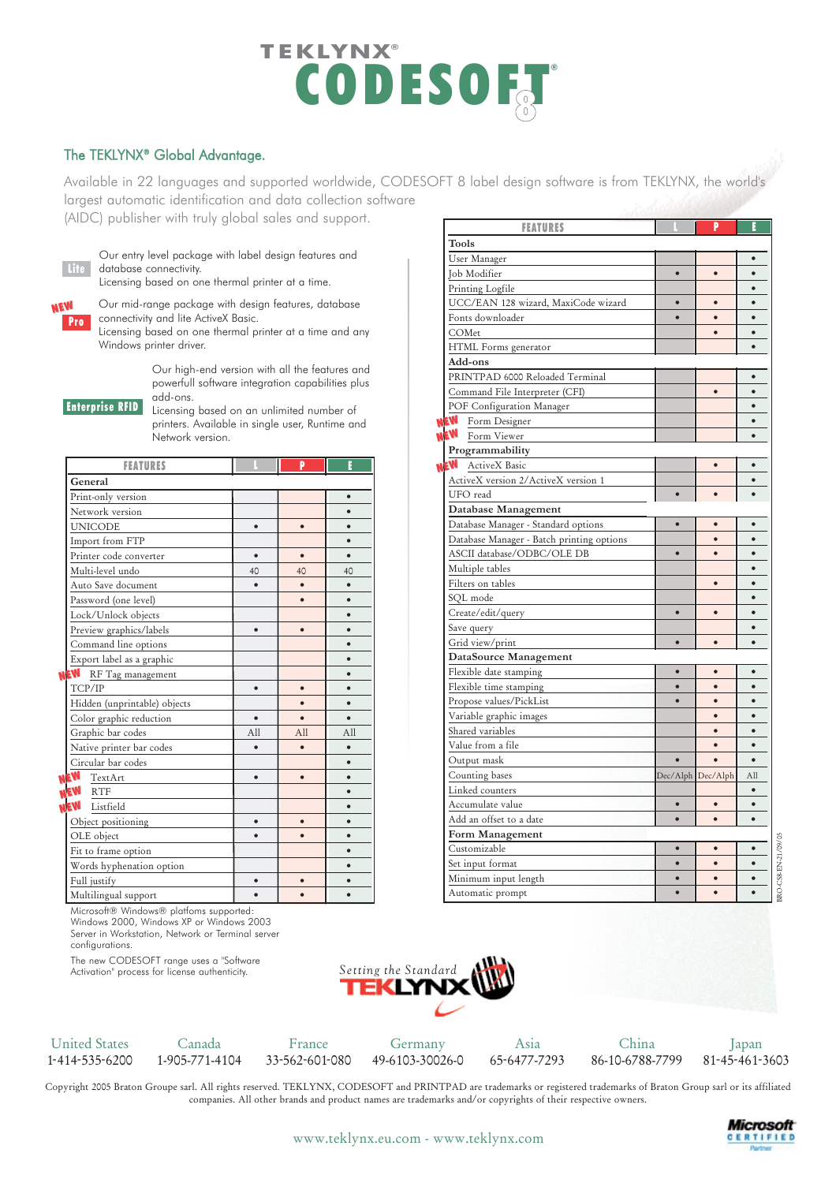# TEKLYNX® CODESOFT 8

## The TEKLYNX® Global Advantage.

Available in 22 languages and supported worldwide, CODESOFT 8 label design software is from TEKLYNX, the world's largest automatic identification and data collection software (AIDC) publisher with truly global sales and support.

**Lite** — Our entry level package with label design features and database connectivity. Licensing based on one thermal printer at a time.

**NEW Pro** — Our mid-range package with design features, database connectivity and lite ActiveX Basic. Licensing based on one thermal printer at a time and any Windows printer driver.

**Enterprise RFID** — Our high-end version with all the features and powerfull software integration capabilities plus add-ons. Licensing based on an unlimited number of printers. Available in single user, Runtime and Network version.

| FEATURES | L | P | E |
|---|---|---|---|
| **General** | | | |
| Print-only version | | | • |
| Network version | | | • |
| UNICODE | • | • | • |
| Import from FTP | | | • |
| Printer code converter | • | • | • |
| Multi-level undo | 40 | 40 | 40 |
| Auto Save document | • | • | • |
| Password (one level) | | • | • |
| Lock/Unlock objects | | | • |
| Preview graphics/labels | • | • | • |
| Command line options | | | • |
| Export label as a graphic | | | • |
| NEW RF Tag management | | | • |
| TCP/IP | • | • | • |
| Hidden (unprintable) objects | | • | • |
| Color graphic reduction | • | • | • |
| Graphic bar codes | All | All | All |
| Native printer bar codes | • | • | • |
| Circular bar codes | | | • |
| NEW TextArt | • | • | • |
| NEW RTF | | | • |
| NEW Listfield | | | • |
| Object positioning | | • | • |
| OLE object | • | • | • |
| Fit to frame option | | | • |
| Words hyphenation option | | | • |
| Full justify | • | • | • |
| Multilingual support | • | • | • |

Microsoft® Windows® platforms supported: Windows 2000, Windows XP or Windows 2003 Server in Workstation, Network or Terminal server configurations.

The new CODESOFT range uses a "Software Activation" process for license authenticity.

| FEATURES | L | P | E |
|---|---|---|---|
| **Tools** | | | |
| User Manager | | | • |
| Job Modifier | • | • | • |
| Printing Logfile | | | • |
| UCC/EAN 128 wizard, MaxiCode wizard | • | • | • |
| Fonts downloader | • | • | • |
| COMet | | • | • |
| HTML Forms generator | | | • |
| **Add-ons** | | | |
| PRINTPAD 6000 Reloaded Terminal | | | • |
| Command File Interpreter (CFI) | | • | • |
| POF Configuration Manager | | | • |
| NEW Form Designer | | | • |
| NEW Form Viewer | | | • |
| **Programmability** | | | |
| NEW ActiveX Basic | | • | • |
| ActiveX version 2/ActiveX version 1 | | | • |
| UFO read | • | • | • |
| **Database Management** | | | |
| Database Manager - Standard options | • | • | • |
| Database Manager - Batch printing options | | • | • |
| ASCII database/ODBC/OLE DB | • | • | • |
| Multiple tables | | | • |
| Filters on tables | | • | • |
| SQL mode | | | • |
| Create/edit/query | • | • | • |
| Save query | | | • |
| Grid view/print | • | • | • |
| **DataSource Management** | | | |
| Flexible date stamping | • | • | • |
| Flexible time stamping | • | • | • |
| Propose values/PickList | • | • | • |
| Variable graphic images | | • | • |
| Shared variables | | • | • |
| Value from a file | | • | • |
| Output mask | • | • | • |
| Counting bases | Dec/Alph | Dec/Alph | All |
| Linked counters | | | • |
| Accumulate value | • | • | • |
| Add an offset to a date | • | • | • |
| **Form Management** | | | |
| Customizable | • | • | • |
| Set input format | • | • | • |
| Minimum input length | • | • | • |
| Automatic prompt | • | • | • |

BRO-CS8-EN-21/09/05

Setting the Standard TEKLYNX

| United States | Canada | France | Germany | Asia | China | Japan |
|---|---|---|---|---|---|---|
| 1-414-535-6200 | 1-905-771-4104 | 33-562-601-080 | 49-6103-30026-0 | 65-6477-7293 | 86-10-6788-7799 | 81-45-461-3603 |

Copyright 2005 Braton Groupe sarl. All rights reserved. TEKLYNX, CODESOFT and PRINTPAD are trademarks or registered trademarks of Braton Group sarl or its affiliated companies. All other brands and product names are trademarks and/or copyrights of their respective owners.

www.teklynx.eu.com - www.teklynx.com

Microsoft CERTIFIED Partner